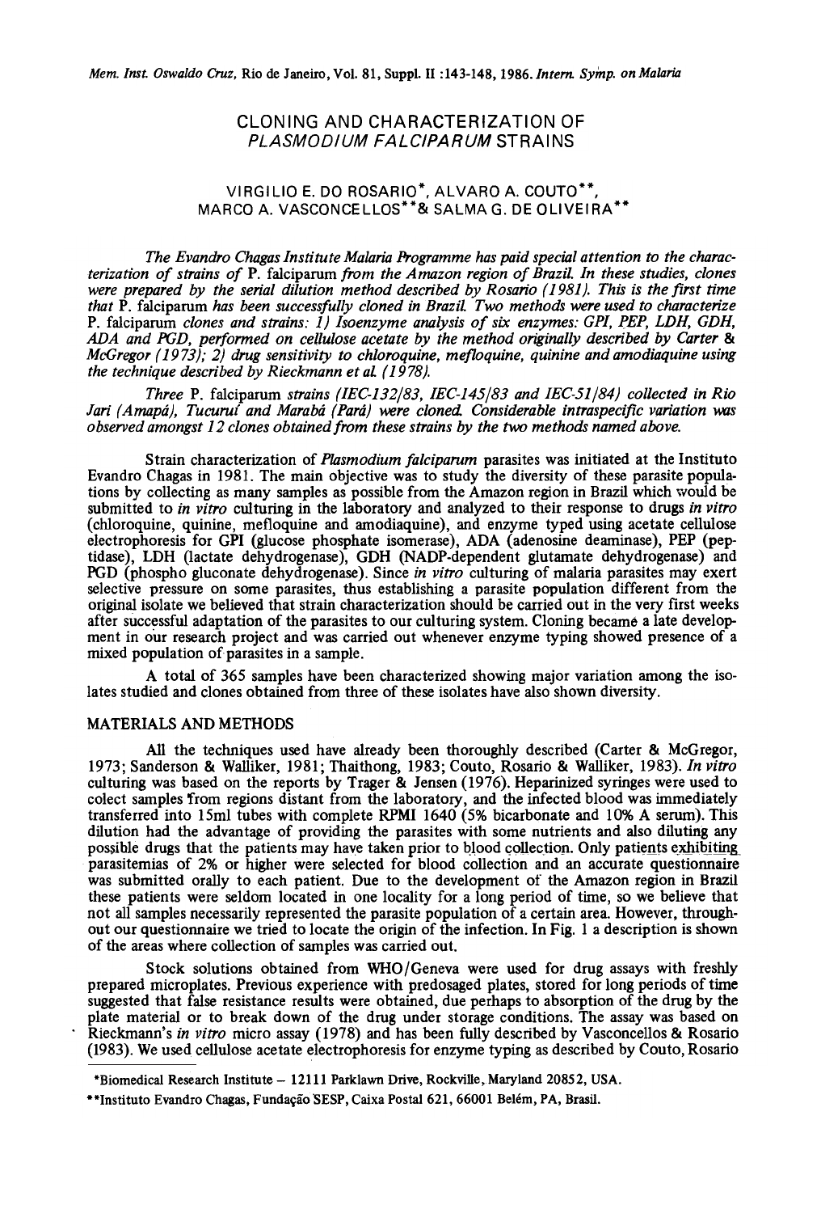# CLONING AND CHARACTERIZATION OF *PLASMODIUM FALCIPARUM* STRAINS

VIRGILIO E. DO ROSARIO*, ALVARO A. COUTO**, MARCO A. VASCONCELLOS** & SALMA G. DE OLIVEIRA**

*The Evandro Chagas Institute Malaria Programme has paid special attention to the characterization of strains of* P. falciparum *from the Amazon region of Brazil. In these studies, clones were prepared by the serial dilution method described by Rosario (1981). This is the first time that* P. falciparum *has been successfully cloned in Brazil. Two methods were used to characterize* P. falciparum *clones and strains: 1) Isoenzyme analysis of six enzymes: GPI, PEP, LDH, GDH, ADA and PGD, performed on cellulose acetate by the method originally described by Carter & McGregor (1973); 2) drug sensitivity to chloroquine, mefloquine, quinine and amodiaquine using the technique described by Rieckmann et al. (1978).*

*Three* P. falciparum *strains (IEC-132/83, IEC-145/83 and IEC-51/84) collected in Rio Jari (Amapá), Tucuruí and Marabá (Pará) were cloned. Considerable intraspecific variation was observed amongst 12 clones obtained from these strains by the two methods named above.*

Strain characterization of *Plasmodium falciparum* parasites was initiated at the Instituto Evandro Chagas in 1981. The main objective was to study the diversity of these parasite populations by collecting as many samples as possible from the Amazon region in Brazil which would be submitted to *in vitro* culturing in the laboratory and analyzed to their response to drugs *in vitro* (chloroquine, quinine, mefloquine and amodiaquine), and enzyme typed using acetate cellulose electrophoresis for GPI (glucose phosphate isomerase), ADA (adenosine deaminase), PEP (peptidase), LDH (lactate dehydrogenase), GDH (NADP-dependent glutamate dehydrogenase) and PGD (phospho gluconate dehydrogenase). Since *in vitro* culturing of malaria parasites may exert selective pressure on some parasites, thus establishing a parasite population different from the original isolate we believed that strain characterization should be carried out in the very first weeks after successful adaptation of the parasites to our culturing system. Cloning became a late development in our research project and was carried out whenever enzyme typing showed presence of a mixed population of parasites in a sample.

A total of 365 samples have been characterized showing major variation among the isolates studied and clones obtained from three of these isolates have also shown diversity.

## MATERIALS AND METHODS

All the techniques used have already been thoroughly described (Carter & McGregor, 1973; Sanderson & Walliker, 1981; Thaithong, 1983; Couto, Rosario & Walliker, 1983). *In vitro* culturing was based on the reports by Trager & Jensen (1976). Heparinized syringes were used to colect samples from regions distant from the laboratory, and the infected blood was immediately transferred into 15ml tubes with complete RPMI 1640 (5% bicarbonate and 10% A serum). This dilution had the advantage of providing the parasites with some nutrients and also diluting any possible drugs that the patients may have taken prior to blood collection. Only patients exhibiting parasitemias of 2% or higher were selected for blood collection and an accurate questionnaire was submitted orally to each patient. Due to the development of the Amazon region in Brazil these patients were seldom located in one locality for a long period of time, so we believe that not all samples necessarily represented the parasite population of a certain area. However, throughout our questionnaire we tried to locate the origin of the infection. In Fig. 1 a description is shown of the areas where collection of samples was carried out.

Stock solutions obtained from WHO/Geneva were used for drug assays with freshly prepared microplates. Previous experience with predosaged plates, stored for long periods of time suggested that false resistance results were obtained, due perhaps to absorption of the drug by the plate material or to break down of the drug under storage conditions. The assay was based on Rieckmann's *in vitro* micro assay (1978) and has been fully described by Vasconcellos & Rosario (1983). We used cellulose acetate electrophoresis for enzyme typing as described by Couto, Rosario

*Biomedical Research Institute – 12111 Parklawn Drive, Rockville, Maryland 20852, USA.

**Instituto Evandro Chagas, Fundação SESP, Caixa Postal 621, 66001 Belém, PA, Brasil.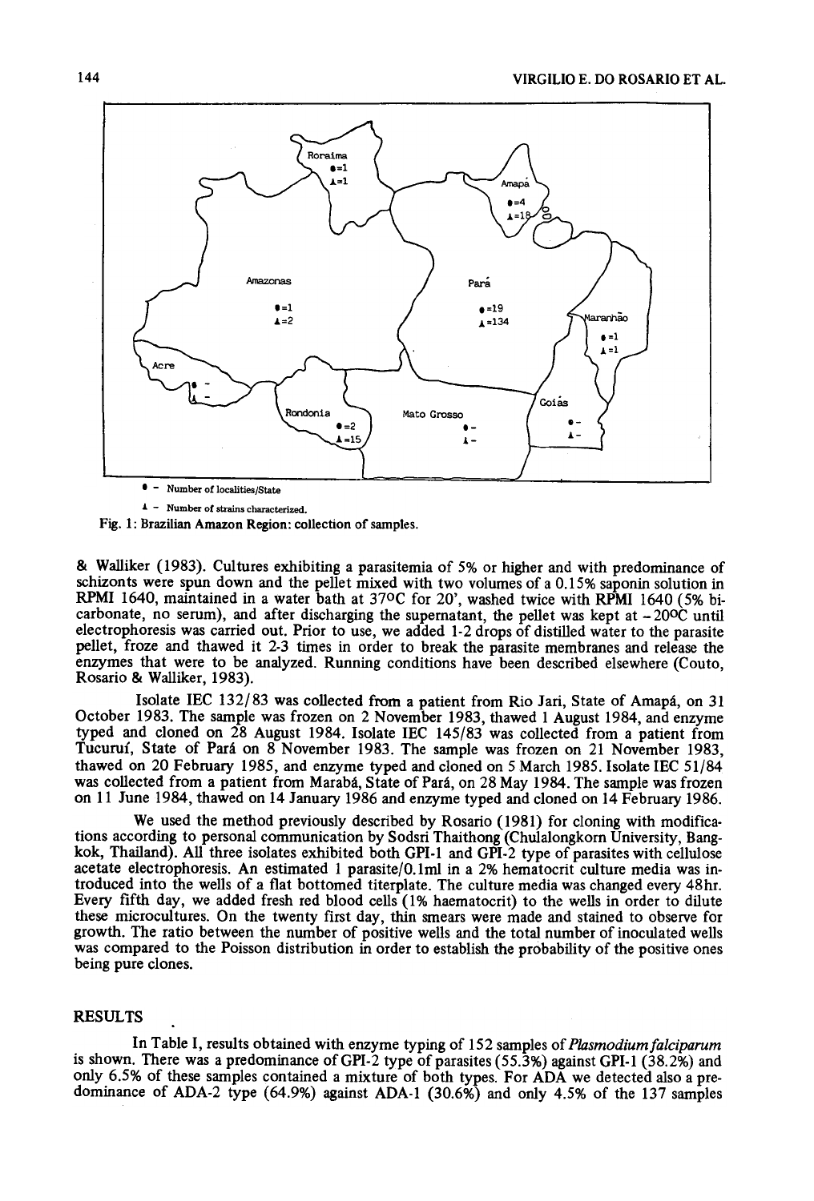● - Number of localities/State

▲ - Number of strains characterized.

Fig. 1: Brazilian Amazon Region: collection of samples.

& Walliker (1983). Cultures exhibiting a parasitemia of 5% or higher and with predominance of schizonts were spun down and the pellet mixed with two volumes of a 0.15% saponin solution in RPMI 1640, maintained in a water bath at 37ºC for 20', washed twice with RPMI 1640 (5% bicarbonate, no serum), and after discharging the supernatant, the pellet was kept at −20ºC until electrophoresis was carried out. Prior to use, we added 1-2 drops of distilled water to the parasite pellet, froze and thawed it 2-3 times in order to break the parasite membranes and release the enzymes that were to be analyzed. Running conditions have been described elsewhere (Couto, Rosario & Walliker, 1983).

Isolate IEC 132/83 was collected from a patient from Rio Jari, State of Amapá, on 31 October 1983. The sample was frozen on 2 November 1983, thawed 1 August 1984, and enzyme typed and cloned on 28 August 1984. Isolate IEC 145/83 was collected from a patient from Tucuruí, State of Pará on 8 November 1983. The sample was frozen on 21 November 1983, thawed on 20 February 1985, and enzyme typed and cloned on 5 March 1985. Isolate IEC 51/84 was collected from a patient from Marabá, State of Pará, on 28 May 1984. The sample was frozen on 11 June 1984, thawed on 14 January 1986 and enzyme typed and cloned on 14 February 1986.

We used the method previously described by Rosario (1981) for cloning with modifications according to personal communication by Sodsri Thaithong (Chulalongkorn University, Bangkok, Thailand). All three isolates exhibited both GPI-1 and GPI-2 type of parasites with cellulose acetate electrophoresis. An estimated 1 parasite/0.1ml in a 2% hematocrit culture media was introduced into the wells of a flat bottomed titerplate. The culture media was changed every 48hr. Every fifth day, we added fresh red blood cells (1% haematocrit) to the wells in order to dilute these microcultures. On the twenty first day, thin smears were made and stained to observe for growth. The ratio between the number of positive wells and the total number of inoculated wells was compared to the Poisson distribution in order to establish the probability of the positive ones being pure clones.

## RESULTS

In Table I, results obtained with enzyme typing of 152 samples of *Plasmodium falciparum* is shown. There was a predominance of GPI-2 type of parasites (55.3%) against GPI-1 (38.2%) and only 6.5% of these samples contained a mixture of both types. For ADA we detected also a predominance of ADA-2 type (64.9%) against ADA-1 (30.6%) and only 4.5% of the 137 samples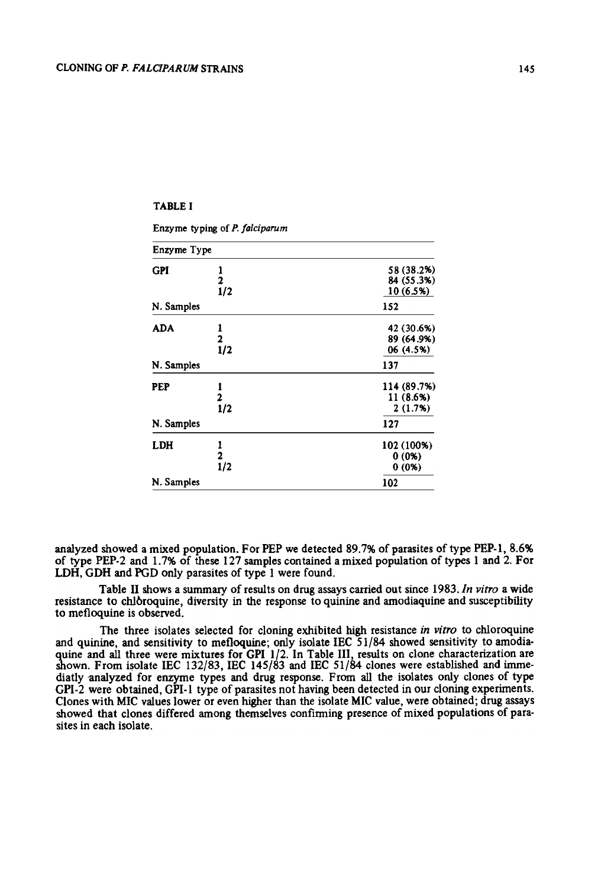TABLE I

Enzyme typing of *P. falciparum*

| Enzyme Type | | |
|---|---|---|
| GPI | 1 | 58 (38.2%) |
| | 2 | 84 (55.3%) |
| | 1/2 | 10 (6.5%) |
| N. Samples | | 152 |
| ADA | 1 | 42 (30.6%) |
| | 2 | 89 (64.9%) |
| | 1/2 | 06 (4.5%) |
| N. Samples | | 137 |
| PEP | 1 | 114 (89.7%) |
| | 2 | 11 (8.6%) |
| | 1/2 | 2 (1.7%) |
| N. Samples | | 127 |
| LDH | 1 | 102 (100%) |
| | 2 | 0 (0%) |
| | 1/2 | 0 (0%) |
| N. Samples | | 102 |

analyzed showed a mixed population. For PEP we detected 89.7% of parasites of type PEP-1, 8.6% of type PEP-2 and 1.7% of these 127 samples contained a mixed population of types 1 and 2. For LDH, GDH and PGD only parasites of type 1 were found.

Table II shows a summary of results on drug assays carried out since 1983. *In vitro* a wide resistance to chloroquine, diversity in the response to quinine and amodiaquine and susceptibility to mefloquine is observed.

The three isolates selected for cloning exhibited high resistance *in vitro* to chloroquine and quinine, and sensitivity to mefloquine; only isolate IEC 51/84 showed sensitivity to amodiaquine and all three were mixtures for GPI 1/2. In Table III, results on clone characterization are shown. From isolate IEC 132/83, IEC 145/83 and IEC 51/84 clones were established and immediatly analyzed for enzyme types and drug response. From all the isolates only clones of type GPI-2 were obtained, GPI-1 type of parasites not having been detected in our cloning experiments. Clones with MIC values lower or even higher than the isolate MIC value, were obtained; drug assays showed that clones differed among themselves confirming presence of mixed populations of parasites in each isolate.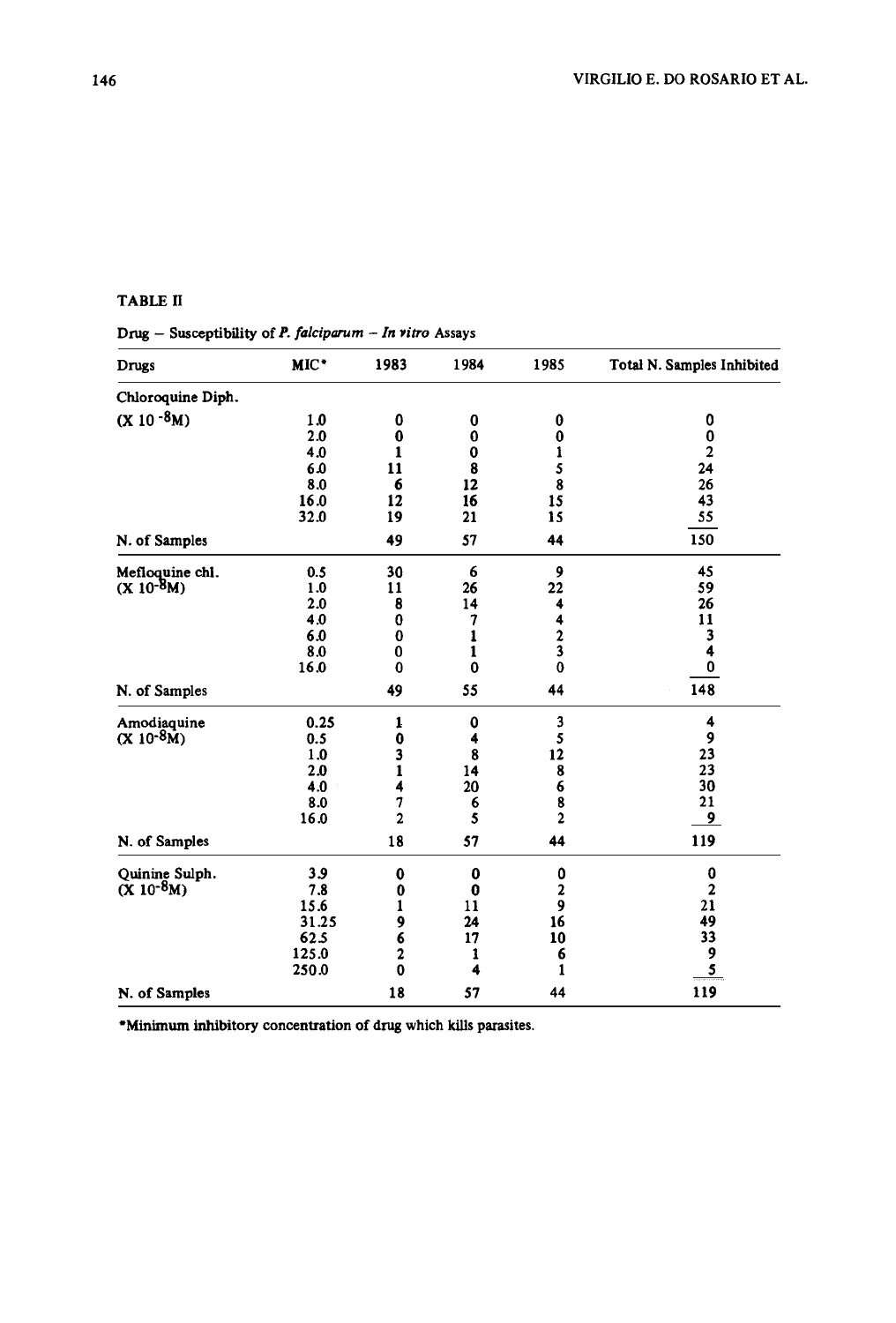TABLE II

Drug – Susceptibility of *P. falciparum* – *In vitro* Assays

| Drugs | MIC* | 1983 | 1984 | 1985 | Total N. Samples Inhibited |
|---|---|---|---|---|---|
| Chloroquine Diph. | | | | | |
| ($X 10^{-8}M$) | 1.0 | 0 | 0 | 0 | 0 |
| | 2.0 | 0 | 0 | 0 | 0 |
| | 4.0 | 1 | 0 | 1 | 2 |
| | 6.0 | 11 | 8 | 5 | 24 |
| | 8.0 | 6 | 12 | 8 | 26 |
| | 16.0 | 12 | 16 | 15 | 43 |
| | 32.0 | 19 | 21 | 15 | 55 |
| N. of Samples | | 49 | 57 | 44 | 150 |
| Mefloquine chl. ($X 10^{-8}M$) | 0.5 | 30 | 6 | 9 | 45 |
| | 1.0 | 11 | 26 | 22 | 59 |
| | 2.0 | 8 | 14 | 4 | 26 |
| | 4.0 | 0 | 7 | 4 | 11 |
| | 6.0 | 0 | 1 | 2 | 3 |
| | 8.0 | 0 | 1 | 3 | 4 |
| | 16.0 | 0 | 0 | 0 | 0 |
| N. of Samples | | 49 | 55 | 44 | 148 |
| Amodiaquine ($X 10^{-8}M$) | 0.25 | 1 | 0 | 3 | 4 |
| | 0.5 | 0 | 4 | 5 | 9 |
| | 1.0 | 3 | 8 | 12 | 23 |
| | 2.0 | 1 | 14 | 8 | 23 |
| | 4.0 | 4 | 20 | 6 | 30 |
| | 8.0 | 7 | 6 | 8 | 21 |
| | 16.0 | 2 | 5 | 2 | 9 |
| N. of Samples | | 18 | 57 | 44 | 119 |
| Quinine Sulph. ($X 10^{-8}M$) | 3.9 | 0 | 0 | 0 | 0 |
| | 7.8 | 0 | 0 | 2 | 2 |
| | 15.6 | 1 | 11 | 9 | 21 |
| | 31.25 | 9 | 24 | 16 | 49 |
| | 62.5 | 6 | 17 | 10 | 33 |
| | 125.0 | 2 | 1 | 6 | 9 |
| | 250.0 | 0 | 4 | 1 | 5 |
| N. of Samples | | 18 | 57 | 44 | 119 |

*Minimum inhibitory concentration of drug which kills parasites.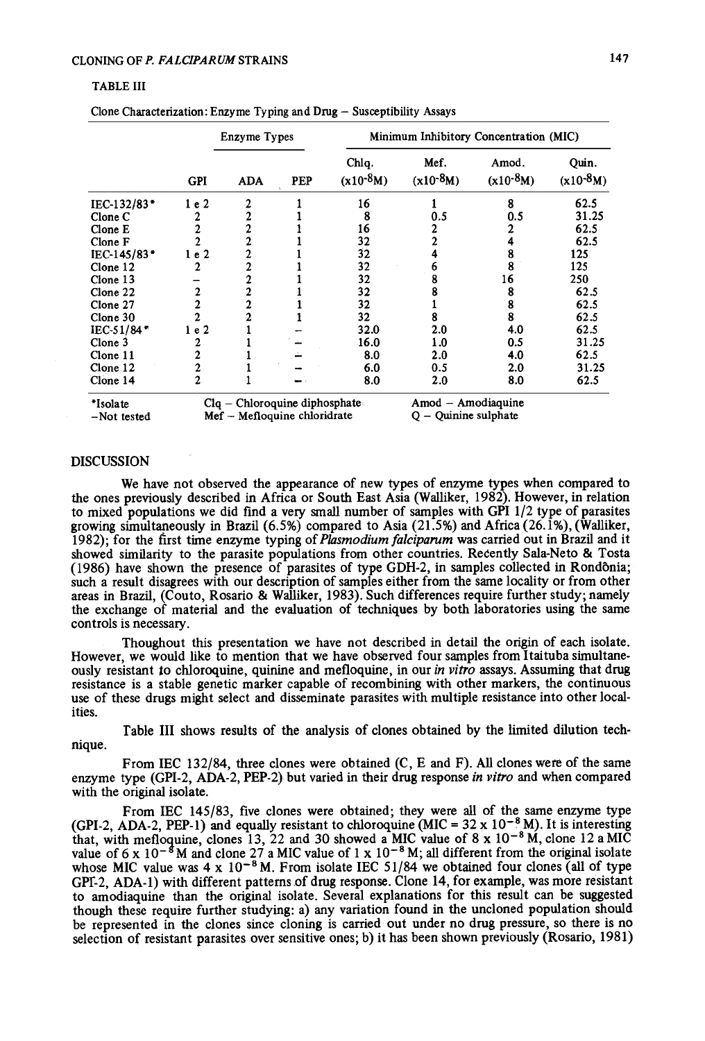TABLE III

Clone Characterization: Enzyme Typing and Drug – Susceptibility Assays

| | Enzyme Types | | | Minimum Inhibitory Concentration (MIC) | | | |
|---|---|---|---|---|---|---|---|
| | GPI | ADA | PEP | Chlq. ($\times 10^{-8}$M) | Mef. ($\times 10^{-8}$M) | Amod. ($\times 10^{-8}$M) | Quin. ($\times 10^{-8}$M) |
| IEC-132/83* | 1 e 2 | 2 | 1 | 16 | 1 | 8 | 62.5 |
| Clone C | 2 | 2 | 1 | 8 | 0.5 | 0.5 | 31.25 |
| Clone E | 2 | 2 | 1 | 16 | 2 | 2 | 62.5 |
| Clone F | 2 | 2 | 1 | 32 | 2 | 4 | 62.5 |
| IEC-145/83* | 1 e 2 | 2 | 1 | 32 | 4 | 8 | 125 |
| Clone 12 | 2 | 2 | 1 | 32 | 6 | 8 | 125 |
| Clone 13 | – | 2 | 1 | 32 | 8 | 16 | 250 |
| Clone 22 | 2 | 2 | 1 | 32 | 8 | 8 | 62.5 |
| Clone 27 | 2 | 2 | 1 | 32 | 1 | 8 | 62.5 |
| Clone 30 | 2 | 2 | 1 | 32 | 8 | 8 | 62.5 |
| IEC-51/84* | 1 e 2 | 1 | – | 32.0 | 2.0 | 4.0 | 62.5 |
| Clone 3 | 2 | 1 | – | 16.0 | 1.0 | 0.5 | 31.25 |
| Clone 11 | 2 | 1 | – | 8.0 | 2.0 | 4.0 | 62.5 |
| Clone 12 | 2 | 1 | – | 6.0 | 0.5 | 2.0 | 31.25 |
| Clone 14 | 2 | 1 | – | 8.0 | 2.0 | 8.0 | 62.5 |

*Isolate  Clq – Chloroquine diphosphate  Amod – Amodiaquine
–Not tested  Mef – Mefloquine chloridrate  Q – Quinine sulphate

## DISCUSSION

We have not observed the appearance of new types of enzyme types when compared to the ones previously described in Africa or South East Asia (Walliker, 1982). However, in relation to mixed populations we did find a very small number of samples with GPI 1/2 type of parasites growing simultaneously in Brazil (6.5%) compared to Asia (21.5%) and Africa (26.1%), (Walliker, 1982); for the first time enzyme typing of *Plasmodium falciparum* was carried out in Brazil and it showed similarity to the parasite populations from other countries. Recently Sala-Neto & Tosta (1986) have shown the presence of parasites of type GDH-2, in samples collected in Rondônia; such a result disagrees with our description of samples either from the same locality or from other areas in Brazil, (Couto, Rosario & Walliker, 1983). Such differences require further study; namely the exchange of material and the evaluation of techniques by both laboratories using the same controls is necessary.

Thoughout this presentation we have not described in detail the origin of each isolate. However, we would like to mention that we have observed four samples from Itaituba simultaneously resistant to chloroquine, quinine and mefloquine, in our *in vitro* assays. Assuming that drug resistance is a stable genetic marker capable of recombining with other markers, the continuous use of these drugs might select and disseminate parasites with multiple resistance into other localities.

Table III shows results of the analysis of clones obtained by the limited dilution technique.

From IEC 132/84, three clones were obtained (C, E and F). All clones were of the same enzyme type (GPI-2, ADA-2, PEP-2) but varied in their drug response *in vitro* and when compared with the original isolate.

From IEC 145/83, five clones were obtained; they were all of the same enzyme type (GPI-2, ADA-2, PEP-1) and equally resistant to chloroquine (MIC = $32 \times 10^{-8}$ M). It is interesting that, with mefloquine, clones 13, 22 and 30 showed a MIC value of $8 \times 10^{-8}$ M, clone 12 a MIC value of $6 \times 10^{-8}$ M and clone 27 a MIC value of $1 \times 10^{-8}$ M; all different from the original isolate whose MIC value was $4 \times 10^{-8}$ M. From isolate IEC 51/84 we obtained four clones (all of type GPI-2, ADA-1) with different patterns of drug response. Clone 14, for example, was more resistant to amodiaquine than the original isolate. Several explanations for this result can be suggested though these require further studying: a) any variation found in the uncloned population should be represented in the clones since cloning is carried out under no drug pressure, so there is no selection of resistant parasites over sensitive ones; b) it has been shown previously (Rosario, 1981)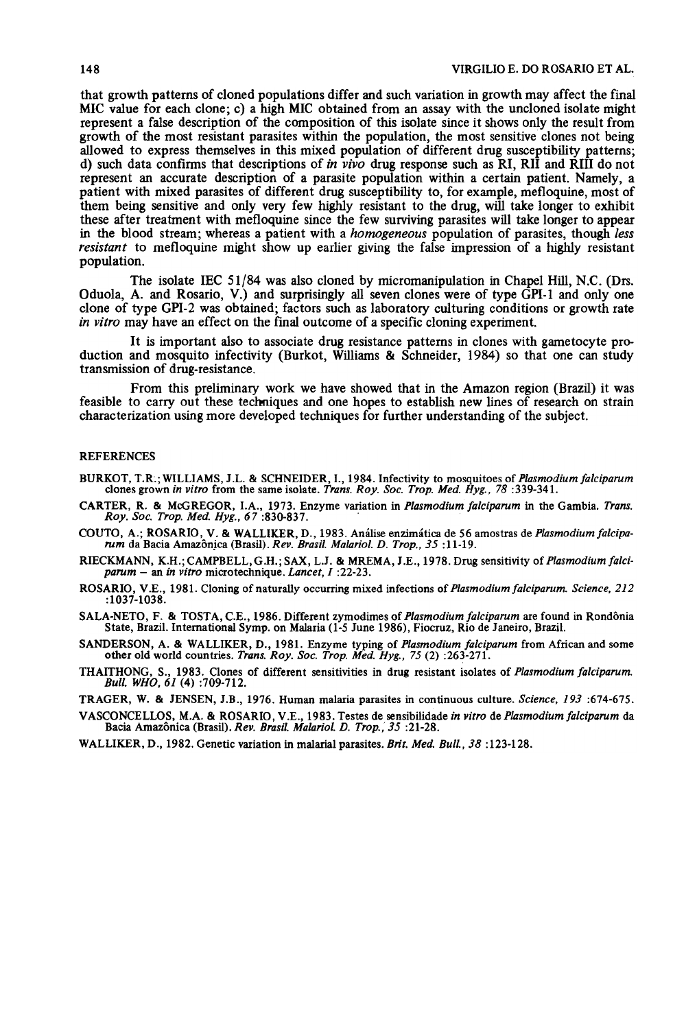that growth patterns of cloned populations differ and such variation in growth may affect the final MIC value for each clone; c) a high MIC obtained from an assay with the uncloned isolate might represent a false description of the composition of this isolate since it shows only the result from growth of the most resistant parasites within the population, the most sensitive clones not being allowed to express themselves in this mixed population of different drug susceptibility patterns; d) such data confirms that descriptions of *in vivo* drug response such as RI, RII and RIII do not represent an accurate description of a parasite population within a certain patient. Namely, a patient with mixed parasites of different drug susceptibility to, for example, mefloquine, most of them being sensitive and only very few highly resistant to the drug, will take longer to exhibit these after treatment with mefloquine since the few surviving parasites will take longer to appear in the blood stream; whereas a patient with a *homogeneous* population of parasites, though *less resistant* to mefloquine might show up earlier giving the false impression of a highly resistant population.

The isolate IEC 51/84 was also cloned by micromanipulation in Chapel Hill, N.C. (Drs. Oduola, A. and Rosario, V.) and surprisingly all seven clones were of type GPI-1 and only one clone of type GPI-2 was obtained; factors such as laboratory culturing conditions or growth rate *in vitro* may have an effect on the final outcome of a specific cloning experiment.

It is important also to associate drug resistance patterns in clones with gametocyte production and mosquito infectivity (Burkot, Williams & Schneider, 1984) so that one can study transmission of drug-resistance.

From this preliminary work we have showed that in the Amazon region (Brazil) it was feasible to carry out these techniques and one hopes to establish new lines of research on strain characterization using more developed techniques for further understanding of the subject.

## REFERENCES

BURKOT, T.R.; WILLIAMS, J.L. & SCHNEIDER, I., 1984. Infectivity to mosquitoes of *Plasmodium falciparum* clones grown *in vitro* from the same isolate. *Trans. Roy. Soc. Trop. Med. Hyg., 78* :339-341.

CARTER, R. & McGREGOR, I.A., 1973. Enzyme variation in *Plasmodium falciparum* in the Gambia. *Trans. Roy. Soc. Trop. Med. Hyg., 67* :830-837.

COUTO, A.; ROSARIO, V. & WALLIKER, D., 1983. Análise enzimática de 56 amostras de *Plasmodium falciparum* da Bacia Amazônica (Brasil). *Rev. Brasil. Malariol. D. Trop., 35* :11-19.

RIECKMANN, K.H.; CAMPBELL, G.H.; SAX, L.J. & MREMA, J.E., 1978. Drug sensitivity of *Plasmodium falciparum* – an *in vitro* microtechnique. *Lancet, I* :22-23.

ROSARIO, V.E., 1981. Cloning of naturally occurring mixed infections of *Plasmodium falciparum*. *Science, 212* :1037-1038.

SALA-NETO, F. & TOSTA, C.E., 1986. Different zymodimes of *Plasmodium falciparum* are found in Rondônia State, Brazil. International Symp. on Malaria (1-5 June 1986), Fiocruz, Rio de Janeiro, Brazil.

SANDERSON, A. & WALLIKER, D., 1981. Enzyme typing of *Plasmodium falciparum* from African and some other old world countries. *Trans. Roy. Soc. Trop. Med. Hyg., 75* (2) :263-271.

THAITHONG, S., 1983. Clones of different sensitivities in drug resistant isolates of *Plasmodium falciparum*. *Bull. WHO, 61* (4) :709-712.

TRAGER, W. & JENSEN, J.B., 1976. Human malaria parasites in continuous culture. *Science, 193* :674-675.

VASCONCELLOS, M.A. & ROSARIO, V.E., 1983. Testes de sensibilidade *in vitro* de *Plasmodium falciparum* da Bacia Amazônica (Brasil). *Rev. Brasil. Malariol. D. Trop., 35* :21-28.

WALLIKER, D., 1982. Genetic variation in malarial parasites. *Brit. Med. Bull., 38* :123-128.